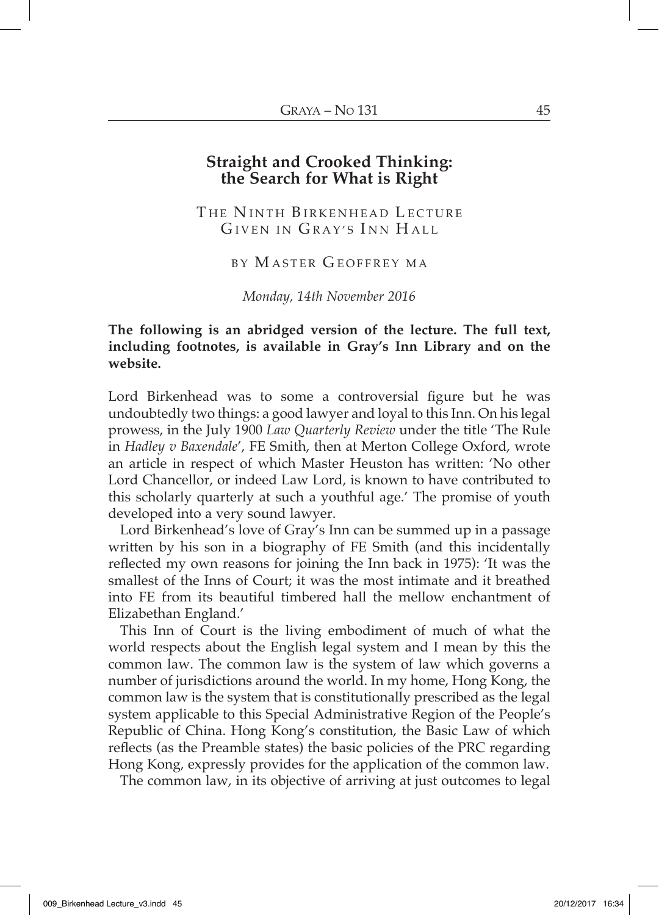# Straight and Crooked Thinking: the Search for What is Right

THE NINTH BIRKENHEAD LECTURE
GIVEN IN GRAY'S INN HALL

BY MASTER GEOFFREY MA

*Monday, 14th November 2016*

**The following is an abridged version of the lecture. The full text, including footnotes, is available in Gray's Inn Library and on the website.**

Lord Birkenhead was to some a controversial figure but he was undoubtedly two things: a good lawyer and loyal to this Inn. On his legal prowess, in the July 1900 *Law Quarterly Review* under the title 'The Rule in *Hadley v Baxendale*', FE Smith, then at Merton College Oxford, wrote an article in respect of which Master Heuston has written: 'No other Lord Chancellor, or indeed Law Lord, is known to have contributed to this scholarly quarterly at such a youthful age.' The promise of youth developed into a very sound lawyer.

Lord Birkenhead's love of Gray's Inn can be summed up in a passage written by his son in a biography of FE Smith (and this incidentally reflected my own reasons for joining the Inn back in 1975): 'It was the smallest of the Inns of Court; it was the most intimate and it breathed into FE from its beautiful timbered hall the mellow enchantment of Elizabethan England.'

This Inn of Court is the living embodiment of much of what the world respects about the English legal system and I mean by this the common law. The common law is the system of law which governs a number of jurisdictions around the world. In my home, Hong Kong, the common law is the system that is constitutionally prescribed as the legal system applicable to this Special Administrative Region of the People's Republic of China. Hong Kong's constitution, the Basic Law of which reflects (as the Preamble states) the basic policies of the PRC regarding Hong Kong, expressly provides for the application of the common law.

The common law, in its objective of arriving at just outcomes to legal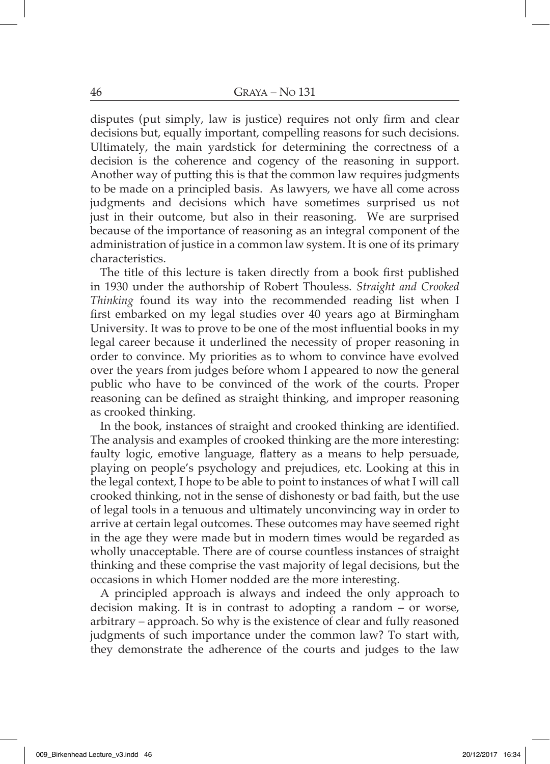disputes (put simply, law is justice) requires not only firm and clear decisions but, equally important, compelling reasons for such decisions. Ultimately, the main yardstick for determining the correctness of a decision is the coherence and cogency of the reasoning in support. Another way of putting this is that the common law requires judgments to be made on a principled basis. As lawyers, we have all come across judgments and decisions which have sometimes surprised us not just in their outcome, but also in their reasoning. We are surprised because of the importance of reasoning as an integral component of the administration of justice in a common law system. It is one of its primary characteristics.

The title of this lecture is taken directly from a book first published in 1930 under the authorship of Robert Thouless. *Straight and Crooked Thinking* found its way into the recommended reading list when I first embarked on my legal studies over 40 years ago at Birmingham University. It was to prove to be one of the most influential books in my legal career because it underlined the necessity of proper reasoning in order to convince. My priorities as to whom to convince have evolved over the years from judges before whom I appeared to now the general public who have to be convinced of the work of the courts. Proper reasoning can be defined as straight thinking, and improper reasoning as crooked thinking.

In the book, instances of straight and crooked thinking are identified. The analysis and examples of crooked thinking are the more interesting: faulty logic, emotive language, flattery as a means to help persuade, playing on people's psychology and prejudices, etc. Looking at this in the legal context, I hope to be able to point to instances of what I will call crooked thinking, not in the sense of dishonesty or bad faith, but the use of legal tools in a tenuous and ultimately unconvincing way in order to arrive at certain legal outcomes. These outcomes may have seemed right in the age they were made but in modern times would be regarded as wholly unacceptable. There are of course countless instances of straight thinking and these comprise the vast majority of legal decisions, but the occasions in which Homer nodded are the more interesting.

A principled approach is always and indeed the only approach to decision making. It is in contrast to adopting a random – or worse, arbitrary – approach. So why is the existence of clear and fully reasoned judgments of such importance under the common law? To start with, they demonstrate the adherence of the courts and judges to the law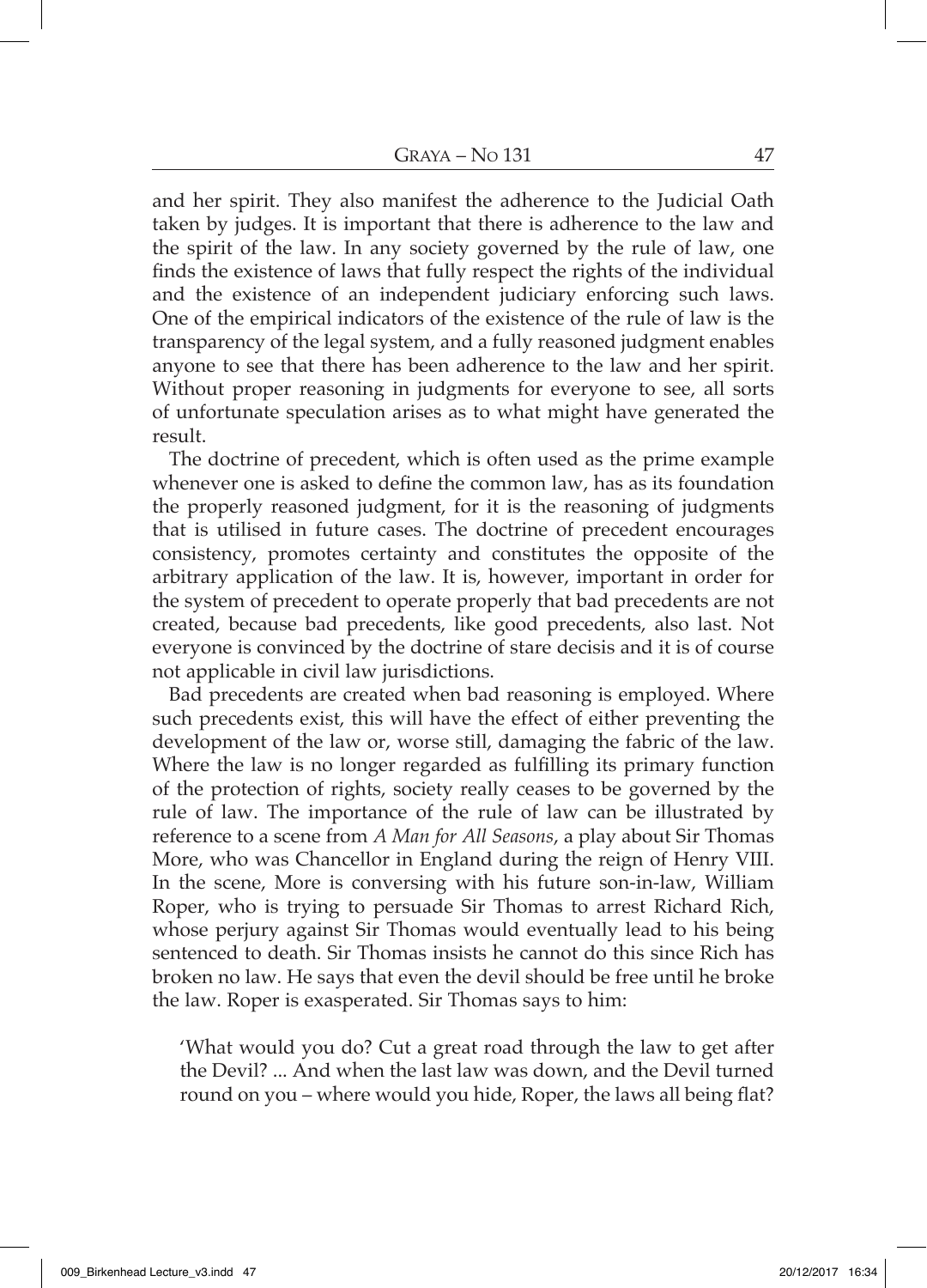and her spirit. They also manifest the adherence to the Judicial Oath taken by judges. It is important that there is adherence to the law and the spirit of the law. In any society governed by the rule of law, one finds the existence of laws that fully respect the rights of the individual and the existence of an independent judiciary enforcing such laws. One of the empirical indicators of the existence of the rule of law is the transparency of the legal system, and a fully reasoned judgment enables anyone to see that there has been adherence to the law and her spirit. Without proper reasoning in judgments for everyone to see, all sorts of unfortunate speculation arises as to what might have generated the result.

The doctrine of precedent, which is often used as the prime example whenever one is asked to define the common law, has as its foundation the properly reasoned judgment, for it is the reasoning of judgments that is utilised in future cases. The doctrine of precedent encourages consistency, promotes certainty and constitutes the opposite of the arbitrary application of the law. It is, however, important in order for the system of precedent to operate properly that bad precedents are not created, because bad precedents, like good precedents, also last. Not everyone is convinced by the doctrine of stare decisis and it is of course not applicable in civil law jurisdictions.

Bad precedents are created when bad reasoning is employed. Where such precedents exist, this will have the effect of either preventing the development of the law or, worse still, damaging the fabric of the law. Where the law is no longer regarded as fulfilling its primary function of the protection of rights, society really ceases to be governed by the rule of law. The importance of the rule of law can be illustrated by reference to a scene from *A Man for All Seasons*, a play about Sir Thomas More, who was Chancellor in England during the reign of Henry VIII. In the scene, More is conversing with his future son-in-law, William Roper, who is trying to persuade Sir Thomas to arrest Richard Rich, whose perjury against Sir Thomas would eventually lead to his being sentenced to death. Sir Thomas insists he cannot do this since Rich has broken no law. He says that even the devil should be free until he broke the law. Roper is exasperated. Sir Thomas says to him:

> 'What would you do? Cut a great road through the law to get after the Devil? ... And when the last law was down, and the Devil turned round on you – where would you hide, Roper, the laws all being flat?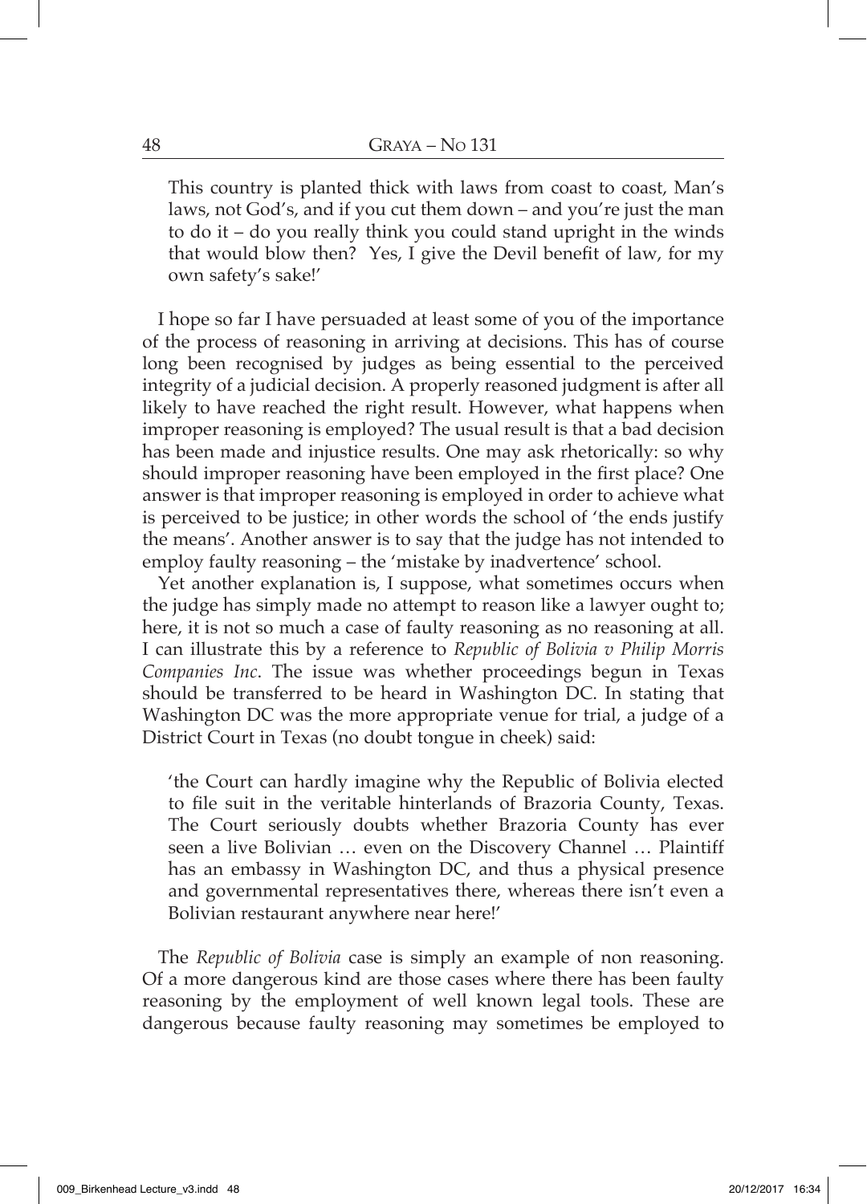> This country is planted thick with laws from coast to coast, Man's laws, not God's, and if you cut them down – and you're just the man to do it – do you really think you could stand upright in the winds that would blow then? Yes, I give the Devil benefit of law, for my own safety's sake!'

I hope so far I have persuaded at least some of you of the importance of the process of reasoning in arriving at decisions. This has of course long been recognised by judges as being essential to the perceived integrity of a judicial decision. A properly reasoned judgment is after all likely to have reached the right result. However, what happens when improper reasoning is employed? The usual result is that a bad decision has been made and injustice results. One may ask rhetorically: so why should improper reasoning have been employed in the first place? One answer is that improper reasoning is employed in order to achieve what is perceived to be justice; in other words the school of 'the ends justify the means'. Another answer is to say that the judge has not intended to employ faulty reasoning – the 'mistake by inadvertence' school.

Yet another explanation is, I suppose, what sometimes occurs when the judge has simply made no attempt to reason like a lawyer ought to; here, it is not so much a case of faulty reasoning as no reasoning at all. I can illustrate this by a reference to *Republic of Bolivia v Philip Morris Companies Inc*. The issue was whether proceedings begun in Texas should be transferred to be heard in Washington DC. In stating that Washington DC was the more appropriate venue for trial, a judge of a District Court in Texas (no doubt tongue in cheek) said:

> 'the Court can hardly imagine why the Republic of Bolivia elected to file suit in the veritable hinterlands of Brazoria County, Texas. The Court seriously doubts whether Brazoria County has ever seen a live Bolivian … even on the Discovery Channel … Plaintiff has an embassy in Washington DC, and thus a physical presence and governmental representatives there, whereas there isn't even a Bolivian restaurant anywhere near here!'

The *Republic of Bolivia* case is simply an example of non reasoning. Of a more dangerous kind are those cases where there has been faulty reasoning by the employment of well known legal tools. These are dangerous because faulty reasoning may sometimes be employed to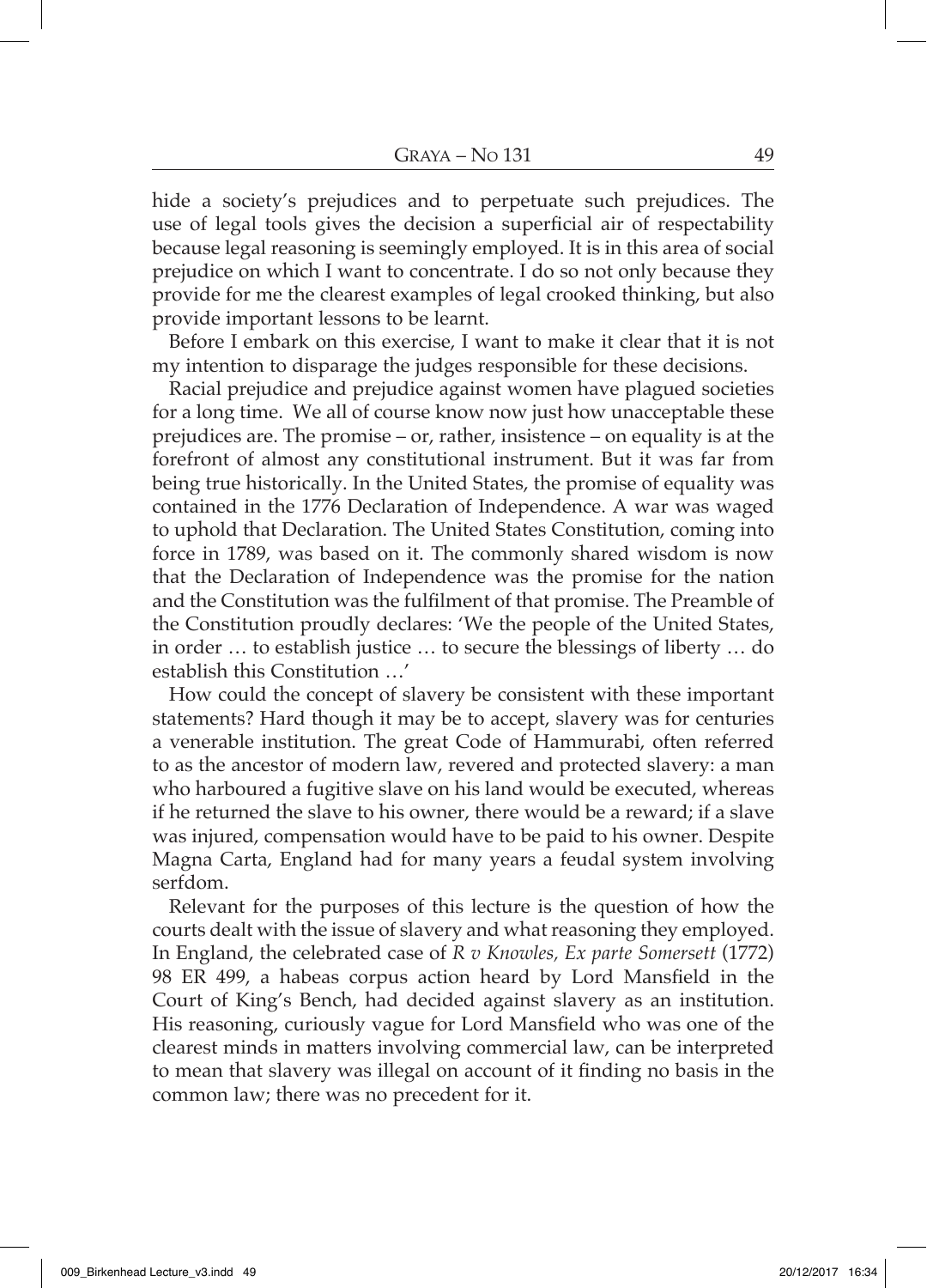hide a society's prejudices and to perpetuate such prejudices. The use of legal tools gives the decision a superficial air of respectability because legal reasoning is seemingly employed. It is in this area of social prejudice on which I want to concentrate. I do so not only because they provide for me the clearest examples of legal crooked thinking, but also provide important lessons to be learnt.

Before I embark on this exercise, I want to make it clear that it is not my intention to disparage the judges responsible for these decisions.

Racial prejudice and prejudice against women have plagued societies for a long time. We all of course know now just how unacceptable these prejudices are. The promise – or, rather, insistence – on equality is at the forefront of almost any constitutional instrument. But it was far from being true historically. In the United States, the promise of equality was contained in the 1776 Declaration of Independence. A war was waged to uphold that Declaration. The United States Constitution, coming into force in 1789, was based on it. The commonly shared wisdom is now that the Declaration of Independence was the promise for the nation and the Constitution was the fulfilment of that promise. The Preamble of the Constitution proudly declares: 'We the people of the United States, in order … to establish justice … to secure the blessings of liberty … do establish this Constitution …'

How could the concept of slavery be consistent with these important statements? Hard though it may be to accept, slavery was for centuries a venerable institution. The great Code of Hammurabi, often referred to as the ancestor of modern law, revered and protected slavery: a man who harboured a fugitive slave on his land would be executed, whereas if he returned the slave to his owner, there would be a reward; if a slave was injured, compensation would have to be paid to his owner. Despite Magna Carta, England had for many years a feudal system involving serfdom.

Relevant for the purposes of this lecture is the question of how the courts dealt with the issue of slavery and what reasoning they employed. In England, the celebrated case of *R v Knowles, Ex parte Somersett* (1772) 98 ER 499, a habeas corpus action heard by Lord Mansfield in the Court of King's Bench, had decided against slavery as an institution. His reasoning, curiously vague for Lord Mansfield who was one of the clearest minds in matters involving commercial law, can be interpreted to mean that slavery was illegal on account of it finding no basis in the common law; there was no precedent for it.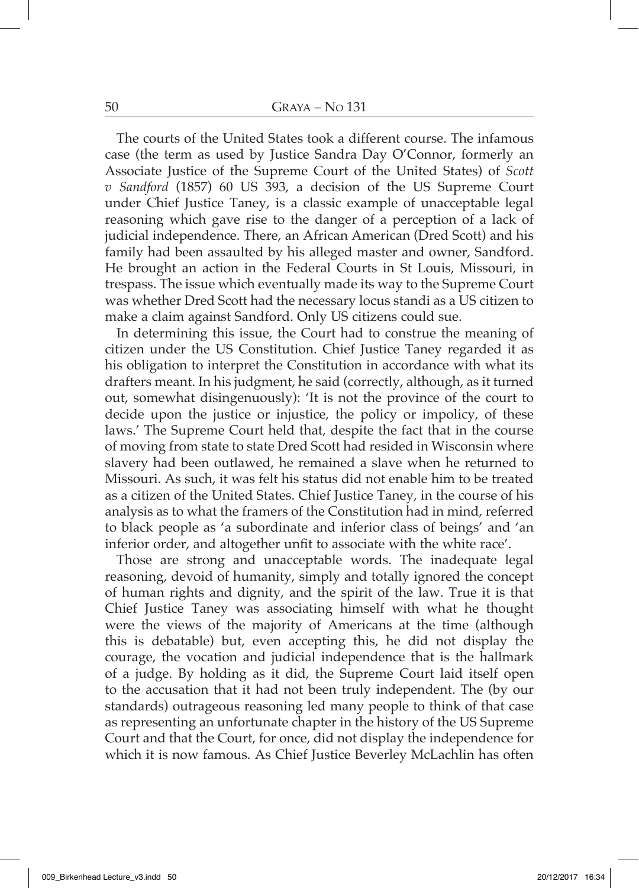The courts of the United States took a different course. The infamous case (the term as used by Justice Sandra Day O'Connor, formerly an Associate Justice of the Supreme Court of the United States) of *Scott v Sandford* (1857) 60 US 393, a decision of the US Supreme Court under Chief Justice Taney, is a classic example of unacceptable legal reasoning which gave rise to the danger of a perception of a lack of judicial independence. There, an African American (Dred Scott) and his family had been assaulted by his alleged master and owner, Sandford. He brought an action in the Federal Courts in St Louis, Missouri, in trespass. The issue which eventually made its way to the Supreme Court was whether Dred Scott had the necessary locus standi as a US citizen to make a claim against Sandford. Only US citizens could sue.

In determining this issue, the Court had to construe the meaning of citizen under the US Constitution. Chief Justice Taney regarded it as his obligation to interpret the Constitution in accordance with what its drafters meant. In his judgment, he said (correctly, although, as it turned out, somewhat disingenuously): 'It is not the province of the court to decide upon the justice or injustice, the policy or impolicy, of these laws.' The Supreme Court held that, despite the fact that in the course of moving from state to state Dred Scott had resided in Wisconsin where slavery had been outlawed, he remained a slave when he returned to Missouri. As such, it was felt his status did not enable him to be treated as a citizen of the United States. Chief Justice Taney, in the course of his analysis as to what the framers of the Constitution had in mind, referred to black people as 'a subordinate and inferior class of beings' and 'an inferior order, and altogether unfit to associate with the white race'.

Those are strong and unacceptable words. The inadequate legal reasoning, devoid of humanity, simply and totally ignored the concept of human rights and dignity, and the spirit of the law. True it is that Chief Justice Taney was associating himself with what he thought were the views of the majority of Americans at the time (although this is debatable) but, even accepting this, he did not display the courage, the vocation and judicial independence that is the hallmark of a judge. By holding as it did, the Supreme Court laid itself open to the accusation that it had not been truly independent. The (by our standards) outrageous reasoning led many people to think of that case as representing an unfortunate chapter in the history of the US Supreme Court and that the Court, for once, did not display the independence for which it is now famous. As Chief Justice Beverley McLachlin has often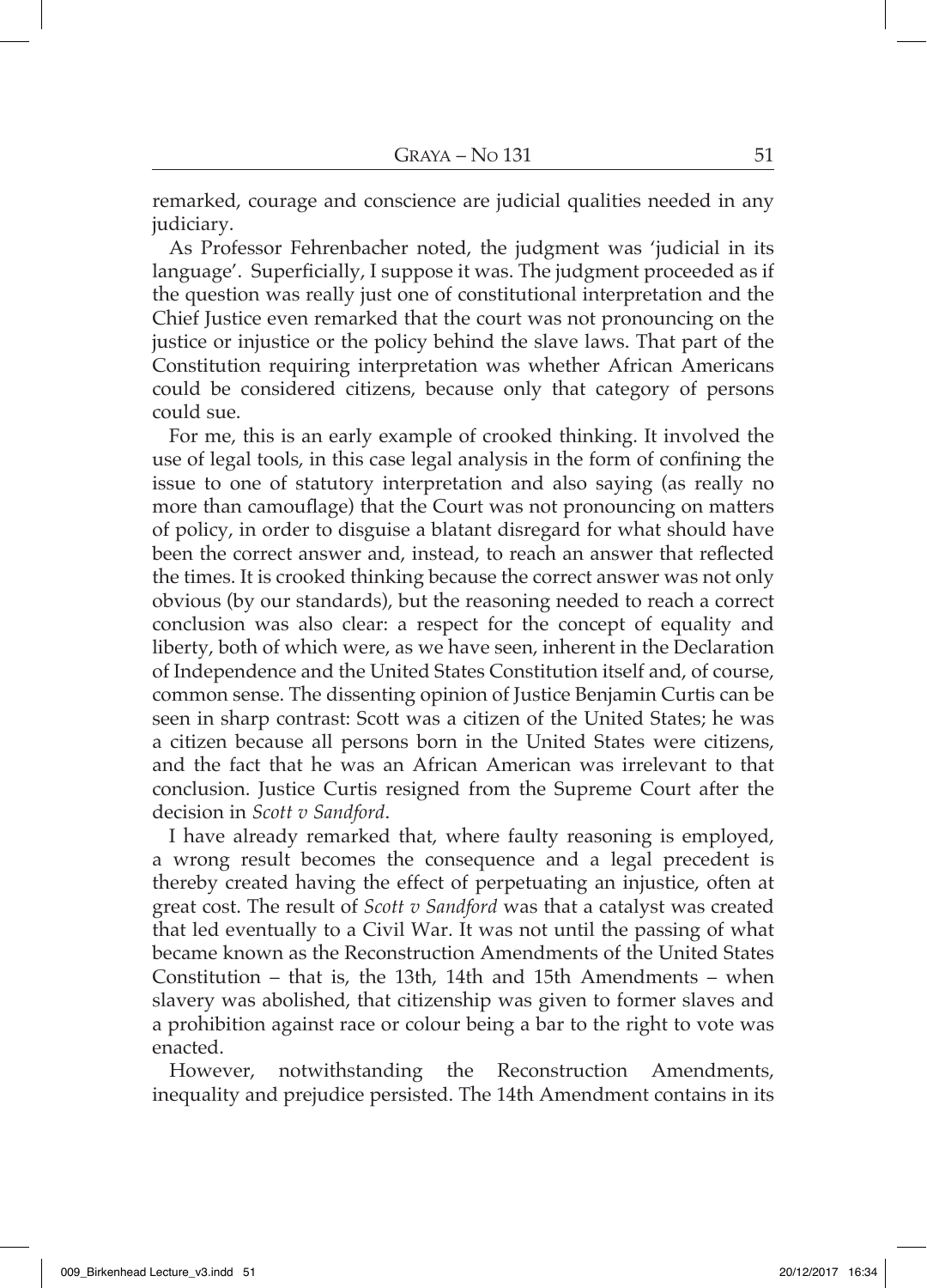remarked, courage and conscience are judicial qualities needed in any judiciary.

As Professor Fehrenbacher noted, the judgment was 'judicial in its language'. Superficially, I suppose it was. The judgment proceeded as if the question was really just one of constitutional interpretation and the Chief Justice even remarked that the court was not pronouncing on the justice or injustice or the policy behind the slave laws. That part of the Constitution requiring interpretation was whether African Americans could be considered citizens, because only that category of persons could sue.

For me, this is an early example of crooked thinking. It involved the use of legal tools, in this case legal analysis in the form of confining the issue to one of statutory interpretation and also saying (as really no more than camouflage) that the Court was not pronouncing on matters of policy, in order to disguise a blatant disregard for what should have been the correct answer and, instead, to reach an answer that reflected the times. It is crooked thinking because the correct answer was not only obvious (by our standards), but the reasoning needed to reach a correct conclusion was also clear: a respect for the concept of equality and liberty, both of which were, as we have seen, inherent in the Declaration of Independence and the United States Constitution itself and, of course, common sense. The dissenting opinion of Justice Benjamin Curtis can be seen in sharp contrast: Scott was a citizen of the United States; he was a citizen because all persons born in the United States were citizens, and the fact that he was an African American was irrelevant to that conclusion. Justice Curtis resigned from the Supreme Court after the decision in *Scott v Sandford*.

I have already remarked that, where faulty reasoning is employed, a wrong result becomes the consequence and a legal precedent is thereby created having the effect of perpetuating an injustice, often at great cost. The result of *Scott v Sandford* was that a catalyst was created that led eventually to a Civil War. It was not until the passing of what became known as the Reconstruction Amendments of the United States Constitution – that is, the 13th, 14th and 15th Amendments – when slavery was abolished, that citizenship was given to former slaves and a prohibition against race or colour being a bar to the right to vote was enacted.

However, notwithstanding the Reconstruction Amendments, inequality and prejudice persisted. The 14th Amendment contains in its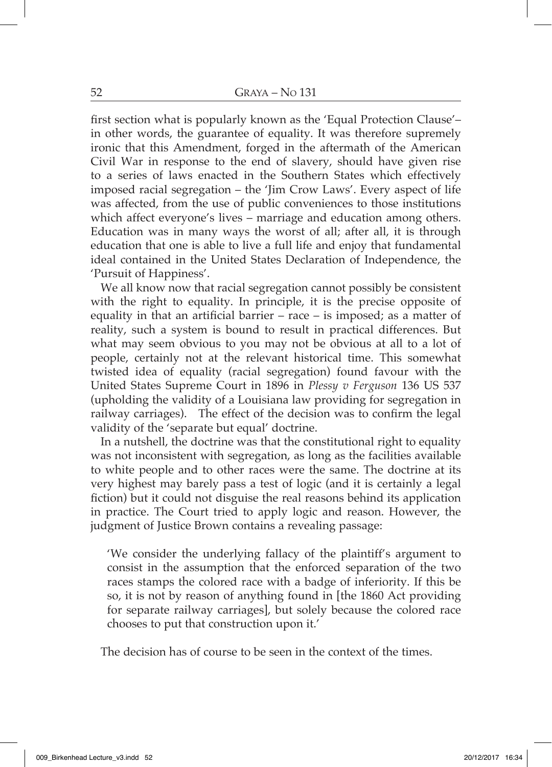first section what is popularly known as the 'Equal Protection Clause'– in other words, the guarantee of equality. It was therefore supremely ironic that this Amendment, forged in the aftermath of the American Civil War in response to the end of slavery, should have given rise to a series of laws enacted in the Southern States which effectively imposed racial segregation – the 'Jim Crow Laws'. Every aspect of life was affected, from the use of public conveniences to those institutions which affect everyone's lives – marriage and education among others. Education was in many ways the worst of all; after all, it is through education that one is able to live a full life and enjoy that fundamental ideal contained in the United States Declaration of Independence, the 'Pursuit of Happiness'.

We all know now that racial segregation cannot possibly be consistent with the right to equality. In principle, it is the precise opposite of equality in that an artificial barrier – race – is imposed; as a matter of reality, such a system is bound to result in practical differences. But what may seem obvious to you may not be obvious at all to a lot of people, certainly not at the relevant historical time. This somewhat twisted idea of equality (racial segregation) found favour with the United States Supreme Court in 1896 in *Plessy v Ferguson* 136 US 537 (upholding the validity of a Louisiana law providing for segregation in railway carriages). The effect of the decision was to confirm the legal validity of the 'separate but equal' doctrine.

In a nutshell, the doctrine was that the constitutional right to equality was not inconsistent with segregation, as long as the facilities available to white people and to other races were the same. The doctrine at its very highest may barely pass a test of logic (and it is certainly a legal fiction) but it could not disguise the real reasons behind its application in practice. The Court tried to apply logic and reason. However, the judgment of Justice Brown contains a revealing passage:

> 'We consider the underlying fallacy of the plaintiff's argument to consist in the assumption that the enforced separation of the two races stamps the colored race with a badge of inferiority. If this be so, it is not by reason of anything found in [the 1860 Act providing for separate railway carriages], but solely because the colored race chooses to put that construction upon it.'

The decision has of course to be seen in the context of the times.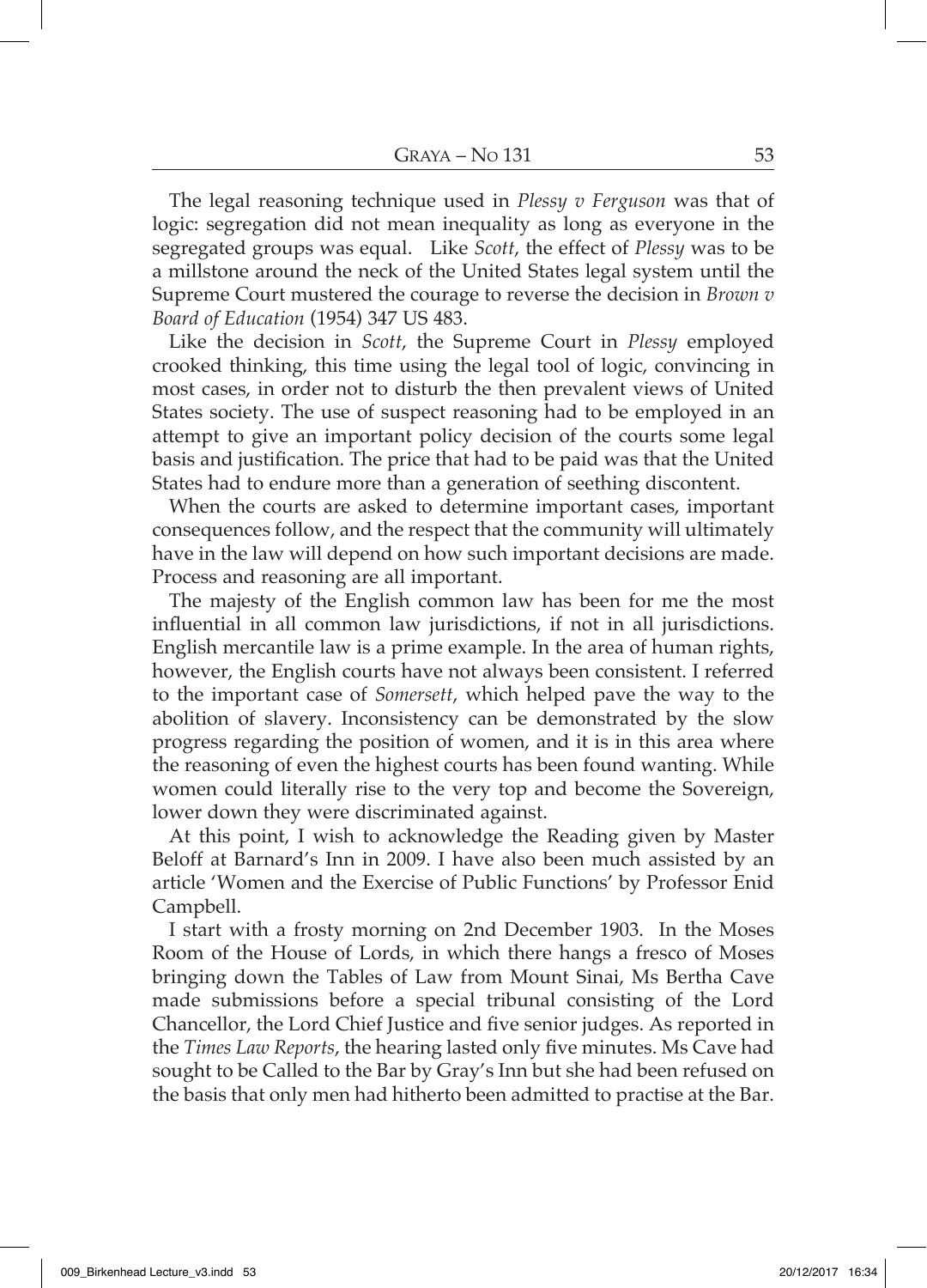The legal reasoning technique used in *Plessy v Ferguson* was that of logic: segregation did not mean inequality as long as everyone in the segregated groups was equal. Like *Scott*, the effect of *Plessy* was to be a millstone around the neck of the United States legal system until the Supreme Court mustered the courage to reverse the decision in *Brown v Board of Education* (1954) 347 US 483.

Like the decision in *Scott*, the Supreme Court in *Plessy* employed crooked thinking, this time using the legal tool of logic, convincing in most cases, in order not to disturb the then prevalent views of United States society. The use of suspect reasoning had to be employed in an attempt to give an important policy decision of the courts some legal basis and justification. The price that had to be paid was that the United States had to endure more than a generation of seething discontent.

When the courts are asked to determine important cases, important consequences follow, and the respect that the community will ultimately have in the law will depend on how such important decisions are made. Process and reasoning are all important.

The majesty of the English common law has been for me the most influential in all common law jurisdictions, if not in all jurisdictions. English mercantile law is a prime example. In the area of human rights, however, the English courts have not always been consistent. I referred to the important case of *Somersett*, which helped pave the way to the abolition of slavery. Inconsistency can be demonstrated by the slow progress regarding the position of women, and it is in this area where the reasoning of even the highest courts has been found wanting. While women could literally rise to the very top and become the Sovereign, lower down they were discriminated against.

At this point, I wish to acknowledge the Reading given by Master Beloff at Barnard's Inn in 2009. I have also been much assisted by an article 'Women and the Exercise of Public Functions' by Professor Enid Campbell.

I start with a frosty morning on 2nd December 1903. In the Moses Room of the House of Lords, in which there hangs a fresco of Moses bringing down the Tables of Law from Mount Sinai, Ms Bertha Cave made submissions before a special tribunal consisting of the Lord Chancellor, the Lord Chief Justice and five senior judges. As reported in the *Times Law Reports*, the hearing lasted only five minutes. Ms Cave had sought to be Called to the Bar by Gray's Inn but she had been refused on the basis that only men had hitherto been admitted to practise at the Bar.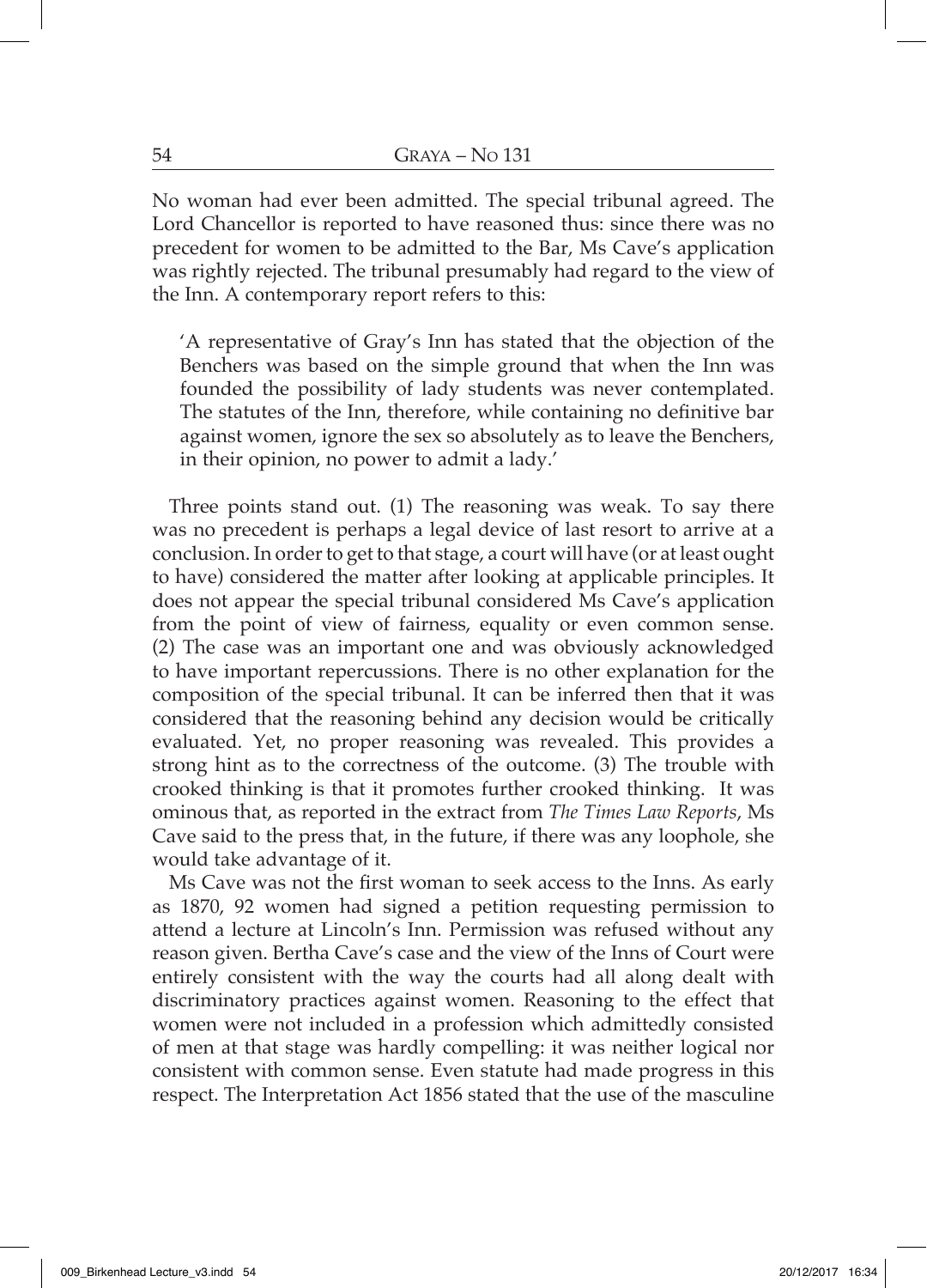No woman had ever been admitted. The special tribunal agreed. The Lord Chancellor is reported to have reasoned thus: since there was no precedent for women to be admitted to the Bar, Ms Cave's application was rightly rejected. The tribunal presumably had regard to the view of the Inn. A contemporary report refers to this:

> 'A representative of Gray's Inn has stated that the objection of the Benchers was based on the simple ground that when the Inn was founded the possibility of lady students was never contemplated. The statutes of the Inn, therefore, while containing no definitive bar against women, ignore the sex so absolutely as to leave the Benchers, in their opinion, no power to admit a lady.'

Three points stand out. (1) The reasoning was weak. To say there was no precedent is perhaps a legal device of last resort to arrive at a conclusion. In order to get to that stage, a court will have (or at least ought to have) considered the matter after looking at applicable principles. It does not appear the special tribunal considered Ms Cave's application from the point of view of fairness, equality or even common sense. (2) The case was an important one and was obviously acknowledged to have important repercussions. There is no other explanation for the composition of the special tribunal. It can be inferred then that it was considered that the reasoning behind any decision would be critically evaluated. Yet, no proper reasoning was revealed. This provides a strong hint as to the correctness of the outcome. (3) The trouble with crooked thinking is that it promotes further crooked thinking. It was ominous that, as reported in the extract from *The Times Law Reports*, Ms Cave said to the press that, in the future, if there was any loophole, she would take advantage of it.

Ms Cave was not the first woman to seek access to the Inns. As early as 1870, 92 women had signed a petition requesting permission to attend a lecture at Lincoln's Inn. Permission was refused without any reason given. Bertha Cave's case and the view of the Inns of Court were entirely consistent with the way the courts had all along dealt with discriminatory practices against women. Reasoning to the effect that women were not included in a profession which admittedly consisted of men at that stage was hardly compelling: it was neither logical nor consistent with common sense. Even statute had made progress in this respect. The Interpretation Act 1856 stated that the use of the masculine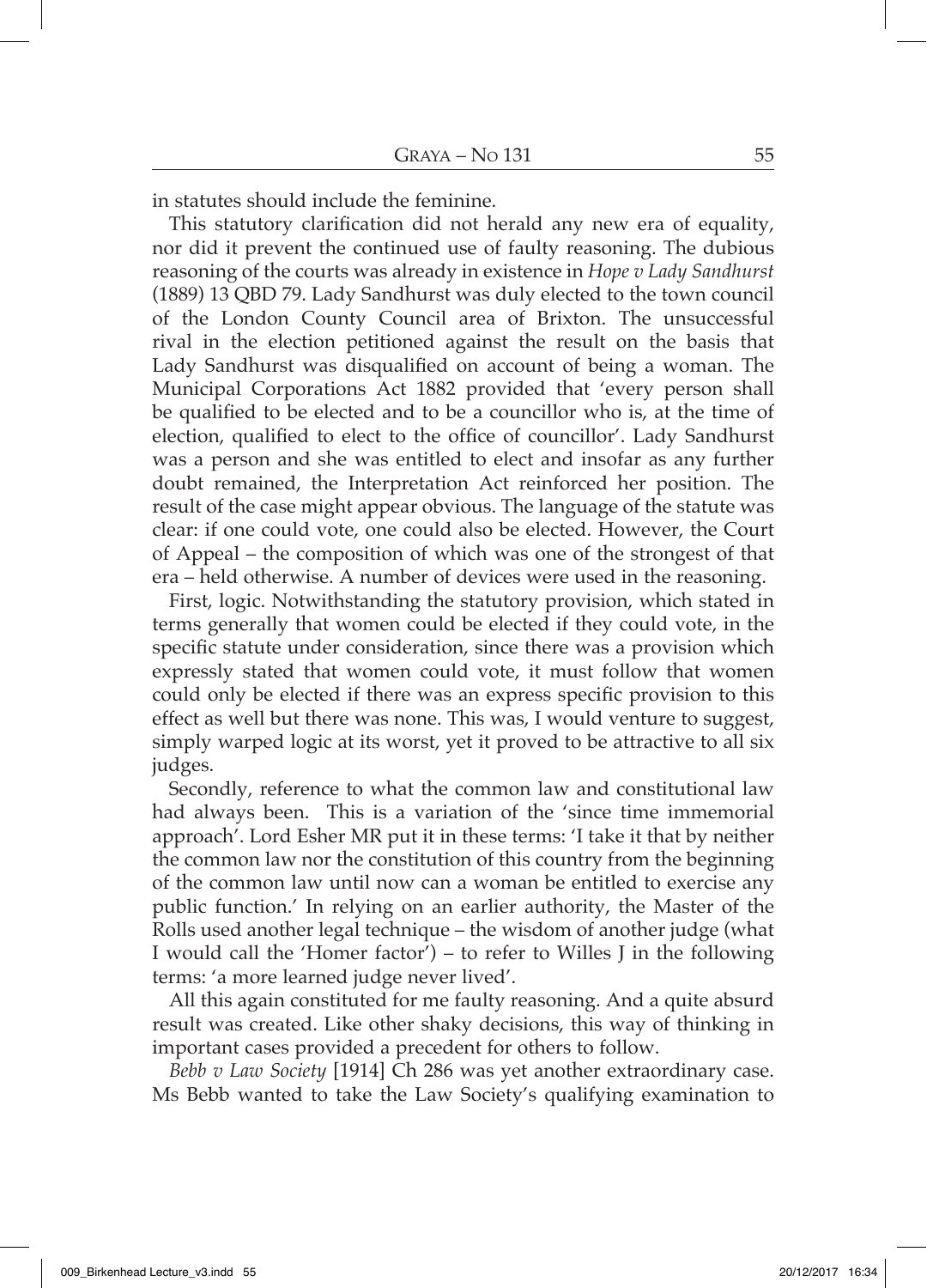in statutes should include the feminine.

This statutory clarification did not herald any new era of equality, nor did it prevent the continued use of faulty reasoning. The dubious reasoning of the courts was already in existence in *Hope v Lady Sandhurst* (1889) 13 QBD 79. Lady Sandhurst was duly elected to the town council of the London County Council area of Brixton. The unsuccessful rival in the election petitioned against the result on the basis that Lady Sandhurst was disqualified on account of being a woman. The Municipal Corporations Act 1882 provided that 'every person shall be qualified to be elected and to be a councillor who is, at the time of election, qualified to elect to the office of councillor'. Lady Sandhurst was a person and she was entitled to elect and insofar as any further doubt remained, the Interpretation Act reinforced her position. The result of the case might appear obvious. The language of the statute was clear: if one could vote, one could also be elected. However, the Court of Appeal – the composition of which was one of the strongest of that era – held otherwise. A number of devices were used in the reasoning.

First, logic. Notwithstanding the statutory provision, which stated in terms generally that women could be elected if they could vote, in the specific statute under consideration, since there was a provision which expressly stated that women could vote, it must follow that women could only be elected if there was an express specific provision to this effect as well but there was none. This was, I would venture to suggest, simply warped logic at its worst, yet it proved to be attractive to all six judges.

Secondly, reference to what the common law and constitutional law had always been. This is a variation of the 'since time immemorial approach'. Lord Esher MR put it in these terms: 'I take it that by neither the common law nor the constitution of this country from the beginning of the common law until now can a woman be entitled to exercise any public function.' In relying on an earlier authority, the Master of the Rolls used another legal technique – the wisdom of another judge (what I would call the 'Homer factor') – to refer to Willes J in the following terms: 'a more learned judge never lived'.

All this again constituted for me faulty reasoning. And a quite absurd result was created. Like other shaky decisions, this way of thinking in important cases provided a precedent for others to follow.

*Bebb v Law Society* [1914] Ch 286 was yet another extraordinary case. Ms Bebb wanted to take the Law Society's qualifying examination to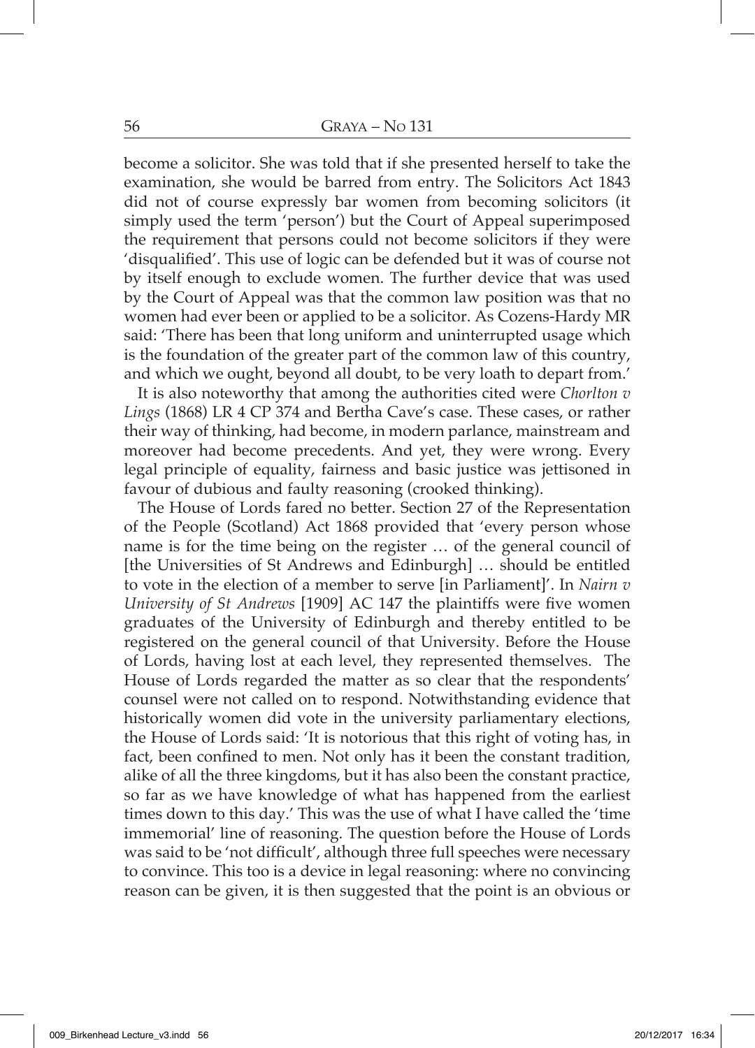become a solicitor. She was told that if she presented herself to take the examination, she would be barred from entry. The Solicitors Act 1843 did not of course expressly bar women from becoming solicitors (it simply used the term 'person') but the Court of Appeal superimposed the requirement that persons could not become solicitors if they were 'disqualified'. This use of logic can be defended but it was of course not by itself enough to exclude women. The further device that was used by the Court of Appeal was that the common law position was that no women had ever been or applied to be a solicitor. As Cozens-Hardy MR said: 'There has been that long uniform and uninterrupted usage which is the foundation of the greater part of the common law of this country, and which we ought, beyond all doubt, to be very loath to depart from.'

It is also noteworthy that among the authorities cited were *Chorlton v Lings* (1868) LR 4 CP 374 and Bertha Cave's case. These cases, or rather their way of thinking, had become, in modern parlance, mainstream and moreover had become precedents. And yet, they were wrong. Every legal principle of equality, fairness and basic justice was jettisoned in favour of dubious and faulty reasoning (crooked thinking).

The House of Lords fared no better. Section 27 of the Representation of the People (Scotland) Act 1868 provided that 'every person whose name is for the time being on the register … of the general council of [the Universities of St Andrews and Edinburgh] … should be entitled to vote in the election of a member to serve [in Parliament]'. In *Nairn v University of St Andrews* [1909] AC 147 the plaintiffs were five women graduates of the University of Edinburgh and thereby entitled to be registered on the general council of that University. Before the House of Lords, having lost at each level, they represented themselves. The House of Lords regarded the matter as so clear that the respondents' counsel were not called on to respond. Notwithstanding evidence that historically women did vote in the university parliamentary elections, the House of Lords said: 'It is notorious that this right of voting has, in fact, been confined to men. Not only has it been the constant tradition, alike of all the three kingdoms, but it has also been the constant practice, so far as we have knowledge of what has happened from the earliest times down to this day.' This was the use of what I have called the 'time immemorial' line of reasoning. The question before the House of Lords was said to be 'not difficult', although three full speeches were necessary to convince. This too is a device in legal reasoning: where no convincing reason can be given, it is then suggested that the point is an obvious or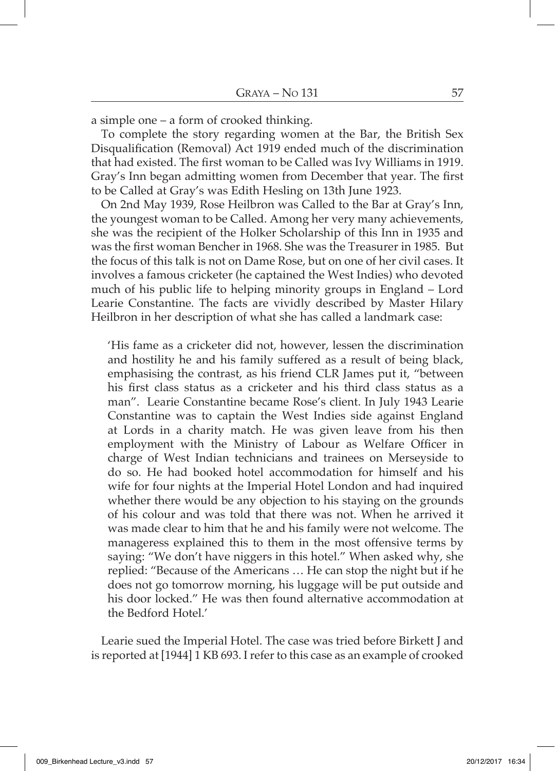a simple one – a form of crooked thinking.

To complete the story regarding women at the Bar, the British Sex Disqualification (Removal) Act 1919 ended much of the discrimination that had existed. The first woman to be Called was Ivy Williams in 1919. Gray's Inn began admitting women from December that year. The first to be Called at Gray's was Edith Hesling on 13th June 1923.

On 2nd May 1939, Rose Heilbron was Called to the Bar at Gray's Inn, the youngest woman to be Called. Among her very many achievements, she was the recipient of the Holker Scholarship of this Inn in 1935 and was the first woman Bencher in 1968. She was the Treasurer in 1985. But the focus of this talk is not on Dame Rose, but on one of her civil cases. It involves a famous cricketer (he captained the West Indies) who devoted much of his public life to helping minority groups in England – Lord Learie Constantine. The facts are vividly described by Master Hilary Heilbron in her description of what she has called a landmark case:

> 'His fame as a cricketer did not, however, lessen the discrimination and hostility he and his family suffered as a result of being black, emphasising the contrast, as his friend CLR James put it, "between his first class status as a cricketer and his third class status as a man". Learie Constantine became Rose's client. In July 1943 Learie Constantine was to captain the West Indies side against England at Lords in a charity match. He was given leave from his then employment with the Ministry of Labour as Welfare Officer in charge of West Indian technicians and trainees on Merseyside to do so. He had booked hotel accommodation for himself and his wife for four nights at the Imperial Hotel London and had inquired whether there would be any objection to his staying on the grounds of his colour and was told that there was not. When he arrived it was made clear to him that he and his family were not welcome. The manageress explained this to them in the most offensive terms by saying: "We don't have niggers in this hotel." When asked why, she replied: "Because of the Americans … He can stop the night but if he does not go tomorrow morning, his luggage will be put outside and his door locked." He was then found alternative accommodation at the Bedford Hotel.'

Learie sued the Imperial Hotel. The case was tried before Birkett J and is reported at [1944] 1 KB 693. I refer to this case as an example of crooked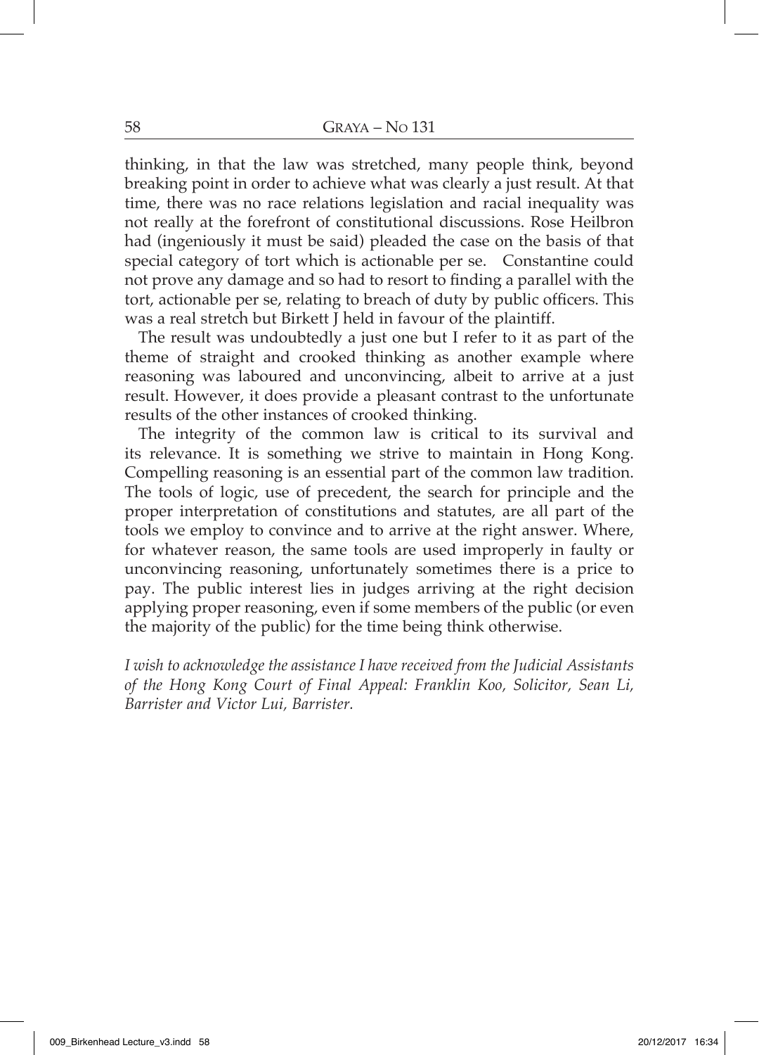thinking, in that the law was stretched, many people think, beyond breaking point in order to achieve what was clearly a just result. At that time, there was no race relations legislation and racial inequality was not really at the forefront of constitutional discussions. Rose Heilbron had (ingeniously it must be said) pleaded the case on the basis of that special category of tort which is actionable per se. Constantine could not prove any damage and so had to resort to finding a parallel with the tort, actionable per se, relating to breach of duty by public officers. This was a real stretch but Birkett J held in favour of the plaintiff.

The result was undoubtedly a just one but I refer to it as part of the theme of straight and crooked thinking as another example where reasoning was laboured and unconvincing, albeit to arrive at a just result. However, it does provide a pleasant contrast to the unfortunate results of the other instances of crooked thinking.

The integrity of the common law is critical to its survival and its relevance. It is something we strive to maintain in Hong Kong. Compelling reasoning is an essential part of the common law tradition. The tools of logic, use of precedent, the search for principle and the proper interpretation of constitutions and statutes, are all part of the tools we employ to convince and to arrive at the right answer. Where, for whatever reason, the same tools are used improperly in faulty or unconvincing reasoning, unfortunately sometimes there is a price to pay. The public interest lies in judges arriving at the right decision applying proper reasoning, even if some members of the public (or even the majority of the public) for the time being think otherwise.

*I wish to acknowledge the assistance I have received from the Judicial Assistants of the Hong Kong Court of Final Appeal: Franklin Koo, Solicitor, Sean Li, Barrister and Victor Lui, Barrister.*